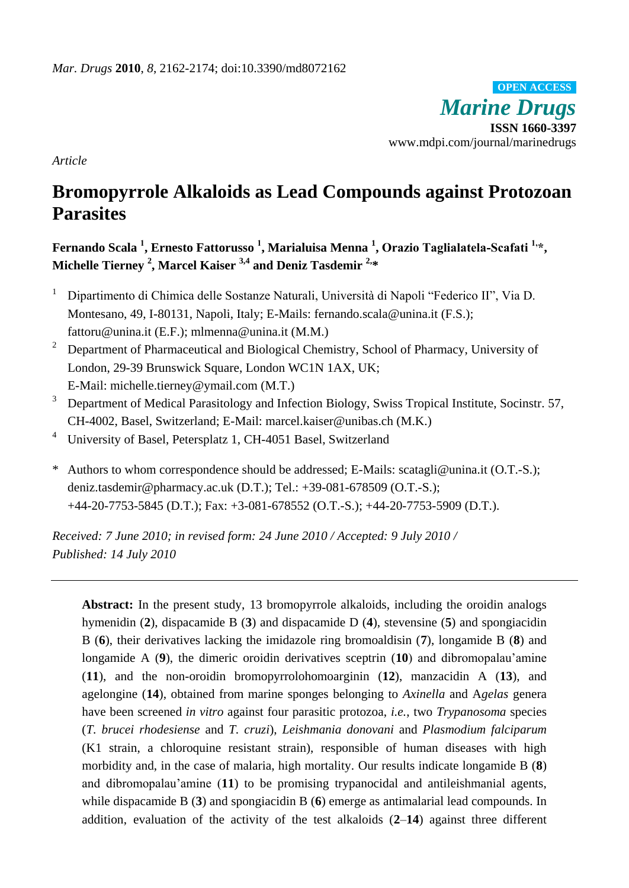*Mar. Drugs* **2010**, *8*, 2162-2174; doi:10.3390/md8072162

**OPEN ACCESS**

*Marine Drugs*

**ISSN 1660-3397**

www.mdpi.com/journal/marinedrugs

*Article*

# Bromopyrrole Alkaloids as Lead Compounds against Protozoan Parasites

**Fernando Scala [1], Ernesto Fattorusso [1], Marialuisa Menna [1], Orazio Taglialatela-Scafati [1,*], Michelle Tierney [2], Marcel Kaiser [3,4] and Deniz Tasdemir [2,*]**

1 Dipartimento di Chimica delle Sostanze Naturali, Università di Napoli "Federico II", Via D. Montesano, 49, I-80131, Napoli, Italy; E-Mails: fernando.scala@unina.it (F.S.); fattoru@unina.it (E.F.); mlmenna@unina.it (M.M.)

2 Department of Pharmaceutical and Biological Chemistry, School of Pharmacy, University of London, 29-39 Brunswick Square, London WC1N 1AX, UK; E-Mail: michelle.tierney@ymail.com (M.T.)

3 Department of Medical Parasitology and Infection Biology, Swiss Tropical Institute, Socinstr. 57, CH-4002, Basel, Switzerland; E-Mail: marcel.kaiser@unibas.ch (M.K.)

4 University of Basel, Petersplatz 1, CH-4051 Basel, Switzerland

\* Authors to whom correspondence should be addressed; E-Mails: scatagli@unina.it (O.T.-S.); deniz.tasdemir@pharmacy.ac.uk (D.T.); Tel.: +39-081-678509 (O.T.-S.); +44-20-7753-5845 (D.T.); Fax: +3-081-678552 (O.T.-S.); +44-20-7753-5909 (D.T.).

*Received: 7 June 2010; in revised form: 24 June 2010 / Accepted: 9 July 2010 / Published: 14 July 2010*

---

**Abstract:** In the present study, 13 bromopyrrole alkaloids, including the oroidin analogs hymenidin (**2**), dispacamide B (**3**) and dispacamide D (**4**), stevensine (**5**) and spongiacidin B (**6**), their derivatives lacking the imidazole ring bromoaldisin (**7**), longamide B (**8**) and longamide A (**9**), the dimeric oroidin derivatives sceptrin (**10**) and dibromopalau'amine (**11**), and the non-oroidin bromopyrrolohomoarginin (**12**), manzacidin A (**13**), and agelongine (**14**), obtained from marine sponges belonging to *Axinella* and A*gelas* genera have been screened *in vitro* against four parasitic protozoa, *i.e.*, two *Trypanosoma* species (*T. brucei rhodesiense* and *T. cruzi*), *Leishmania donovani* and *Plasmodium falciparum* (K1 strain, a chloroquine resistant strain), responsible of human diseases with high morbidity and, in the case of malaria, high mortality. Our results indicate longamide B (**8**) and dibromopalau'amine (**11**) to be promising trypanocidal and antileishmanial agents, while dispacamide B (**3**) and spongiacidin B (**6**) emerge as antimalarial lead compounds. In addition, evaluation of the activity of the test alkaloids (**2**–**14**) against three different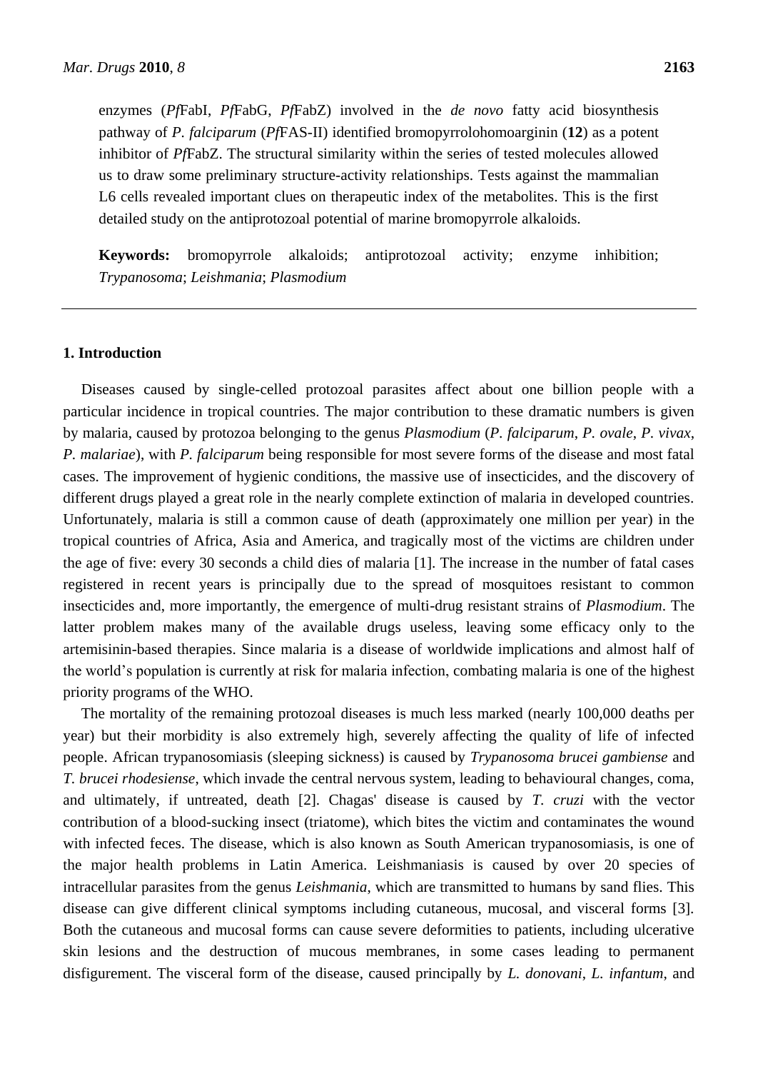enzymes (*Pf*FabI, *Pf*FabG, *Pf*FabZ) involved in the *de novo* fatty acid biosynthesis pathway of *P. falciparum* (*Pf*FAS-II) identified bromopyrrolohomoarginin (**12**) as a potent inhibitor of *Pf*FabZ. The structural similarity within the series of tested molecules allowed us to draw some preliminary structure-activity relationships. Tests against the mammalian L6 cells revealed important clues on therapeutic index of the metabolites. This is the first detailed study on the antiprotozoal potential of marine bromopyrrole alkaloids.

**Keywords:** bromopyrrole alkaloids; antiprotozoal activity; enzyme inhibition; *Trypanosoma*; *Leishmania*; *Plasmodium*

---

## 1. Introduction

Diseases caused by single-celled protozoal parasites affect about one billion people with a particular incidence in tropical countries. The major contribution to these dramatic numbers is given by malaria, caused by protozoa belonging to the genus *Plasmodium* (*P. falciparum*, *P. ovale*, *P. vivax*, *P. malariae*), with *P. falciparum* being responsible for most severe forms of the disease and most fatal cases. The improvement of hygienic conditions, the massive use of insecticides, and the discovery of different drugs played a great role in the nearly complete extinction of malaria in developed countries. Unfortunately, malaria is still a common cause of death (approximately one million per year) in the tropical countries of Africa, Asia and America, and tragically most of the victims are children under the age of five: every 30 seconds a child dies of malaria [1]. The increase in the number of fatal cases registered in recent years is principally due to the spread of mosquitoes resistant to common insecticides and, more importantly, the emergence of multi-drug resistant strains of *Plasmodium*. The latter problem makes many of the available drugs useless, leaving some efficacy only to the artemisinin-based therapies. Since malaria is a disease of worldwide implications and almost half of the world's population is currently at risk for malaria infection, combating malaria is one of the highest priority programs of the WHO.

The mortality of the remaining protozoal diseases is much less marked (nearly 100,000 deaths per year) but their morbidity is also extremely high, severely affecting the quality of life of infected people. African trypanosomiasis (sleeping sickness) is caused by *Trypanosoma brucei gambiense* and *T. brucei rhodesiense*, which invade the central nervous system, leading to behavioural changes, coma, and ultimately, if untreated, death [2]. Chagas' disease is caused by *T. cruzi* with the vector contribution of a blood-sucking insect (triatome), which bites the victim and contaminates the wound with infected feces. The disease, which is also known as South American trypanosomiasis, is one of the major health problems in Latin America. Leishmaniasis is caused by over 20 species of intracellular parasites from the genus *Leishmania*, which are transmitted to humans by sand flies. This disease can give different clinical symptoms including cutaneous, mucosal, and visceral forms [3]. Both the cutaneous and mucosal forms can cause severe deformities to patients, including ulcerative skin lesions and the destruction of mucous membranes, in some cases leading to permanent disfigurement. The visceral form of the disease, caused principally by *L. donovani*, *L. infantum*, and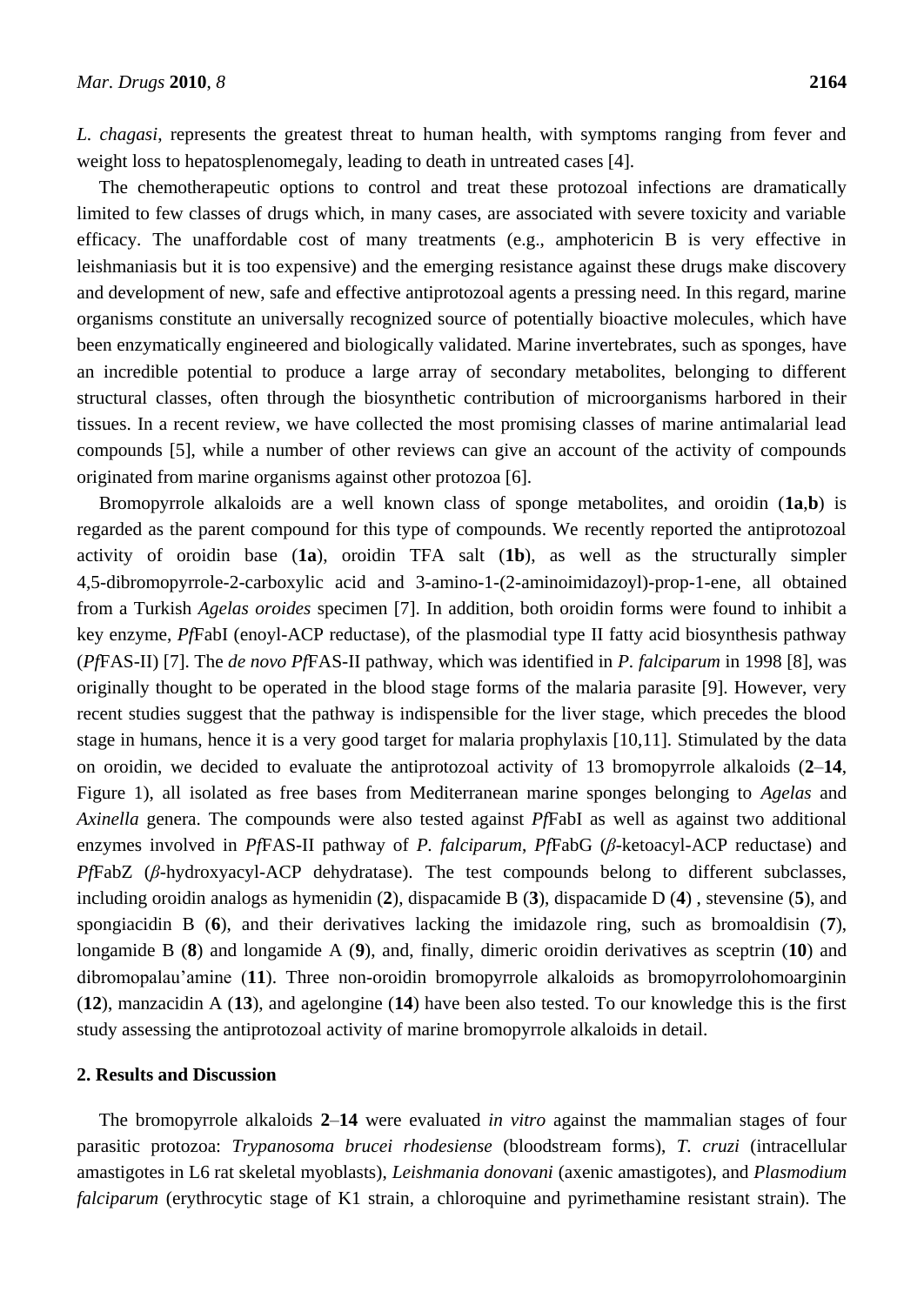*L. chagasi*, represents the greatest threat to human health, with symptoms ranging from fever and weight loss to hepatosplenomegaly, leading to death in untreated cases [4].

The chemotherapeutic options to control and treat these protozoal infections are dramatically limited to few classes of drugs which, in many cases, are associated with severe toxicity and variable efficacy. The unaffordable cost of many treatments (e.g., amphotericin B is very effective in leishmaniasis but it is too expensive) and the emerging resistance against these drugs make discovery and development of new, safe and effective antiprotozoal agents a pressing need. In this regard, marine organisms constitute an universally recognized source of potentially bioactive molecules, which have been enzymatically engineered and biologically validated. Marine invertebrates, such as sponges, have an incredible potential to produce a large array of secondary metabolites, belonging to different structural classes, often through the biosynthetic contribution of microorganisms harbored in their tissues. In a recent review, we have collected the most promising classes of marine antimalarial lead compounds [5], while a number of other reviews can give an account of the activity of compounds originated from marine organisms against other protozoa [6].

Bromopyrrole alkaloids are a well known class of sponge metabolites, and oroidin (**1a**,**b**) is regarded as the parent compound for this type of compounds. We recently reported the antiprotozoal activity of oroidin base (**1a**), oroidin TFA salt (**1b**), as well as the structurally simpler 4,5-dibromopyrrole-2-carboxylic acid and 3-amino-1-(2-aminoimidazoyl)-prop-1-ene, all obtained from a Turkish *Agelas oroides* specimen [7]. In addition, both oroidin forms were found to inhibit a key enzyme, *Pf*FabI (enoyl-ACP reductase), of the plasmodial type II fatty acid biosynthesis pathway (*Pf*FAS-II) [7]. The *de novo Pf*FAS-II pathway, which was identified in *P. falciparum* in 1998 [8], was originally thought to be operated in the blood stage forms of the malaria parasite [9]. However, very recent studies suggest that the pathway is indispensible for the liver stage, which precedes the blood stage in humans, hence it is a very good target for malaria prophylaxis [10,11]. Stimulated by the data on oroidin, we decided to evaluate the antiprotozoal activity of 13 bromopyrrole alkaloids (**2**–**14**, Figure 1), all isolated as free bases from Mediterranean marine sponges belonging to *Agelas* and *Axinella* genera. The compounds were also tested against *Pf*FabI as well as against two additional enzymes involved in *Pf*FAS-II pathway of *P. falciparum*, *Pf*FabG (*β*-ketoacyl-ACP reductase) and *Pf*FabZ (*β*-hydroxyacyl-ACP dehydratase). The test compounds belong to different subclasses, including oroidin analogs as hymenidin (**2**), dispacamide B (**3**), dispacamide D (**4**) , stevensine (**5**), and spongiacidin B (**6**), and their derivatives lacking the imidazole ring, such as bromoaldisin (**7**), longamide B (**8**) and longamide A (**9**), and, finally, dimeric oroidin derivatives as sceptrin (**10**) and dibromopalau'amine (**11**). Three non-oroidin bromopyrrole alkaloids as bromopyrrolohomoarginin (**12**), manzacidin A (**13**), and agelongine (**14**) have been also tested. To our knowledge this is the first study assessing the antiprotozoal activity of marine bromopyrrole alkaloids in detail.

## 2. Results and Discussion

The bromopyrrole alkaloids **2**–**14** were evaluated *in vitro* against the mammalian stages of four parasitic protozoa: *Trypanosoma brucei rhodesiense* (bloodstream forms), *T. cruzi* (intracellular amastigotes in L6 rat skeletal myoblasts), *Leishmania donovani* (axenic amastigotes), and *Plasmodium falciparum* (erythrocytic stage of K1 strain, a chloroquine and pyrimethamine resistant strain). The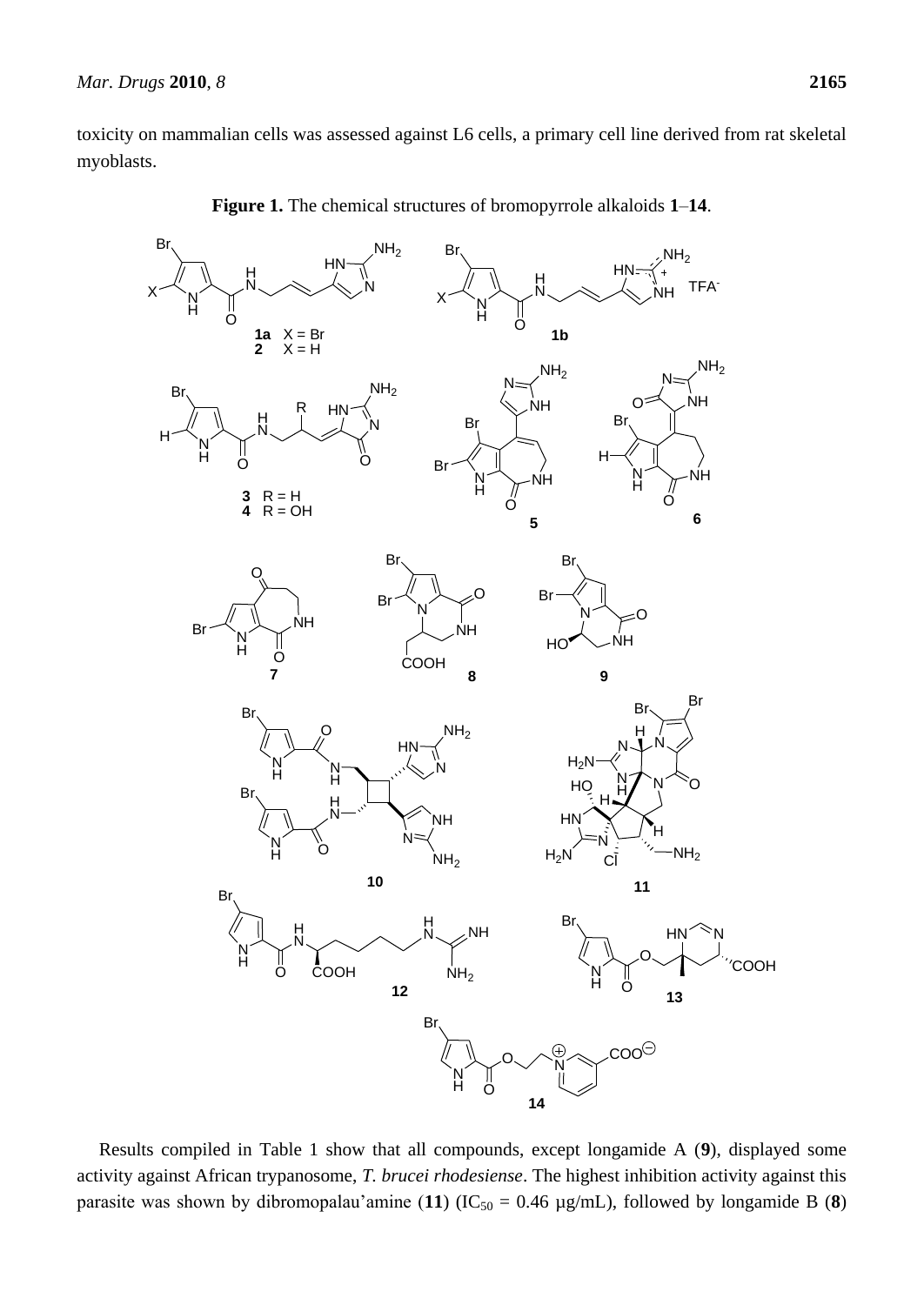toxicity on mammalian cells was assessed against L6 cells, a primary cell line derived from rat skeletal myoblasts.

**Figure 1.** The chemical structures of bromopyrrole alkaloids **1**–**14**.

Results compiled in Table 1 show that all compounds, except longamide A (**9**), displayed some activity against African trypanosome, *T. brucei rhodesiense*. The highest inhibition activity against this parasite was shown by dibromopalau'amine (**11**) ($IC_{50}$ = 0.46 µg/mL), followed by longamide B (**8**)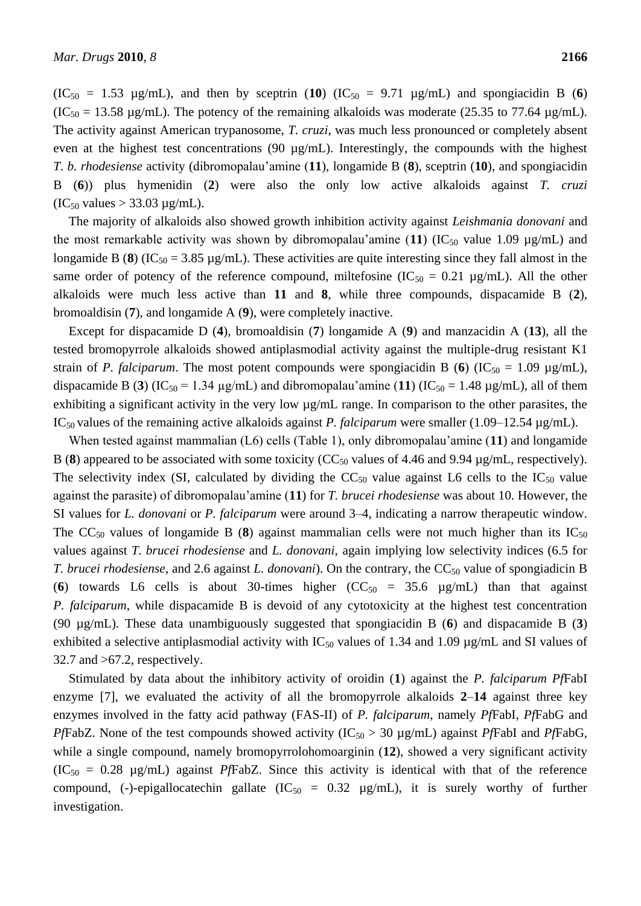($IC_{50}$ = 1.53 µg/mL), and then by sceptrin (**10**) ($IC_{50}$ = 9.71 µg/mL) and spongiacidin B (**6**) ($IC_{50}$ = 13.58 µg/mL). The potency of the remaining alkaloids was moderate (25.35 to 77.64 µg/mL). The activity against American trypanosome, *T. cruzi*, was much less pronounced or completely absent even at the highest test concentrations (90 µg/mL). Interestingly, the compounds with the highest *T. b. rhodesiense* activity (dibromopalau'amine (**11**), longamide B (**8**), sceptrin (**10**), and spongiacidin B (**6**)) plus hymenidin (**2**) were also the only low active alkaloids against *T. cruzi* ($IC_{50}$ values > 33.03 µg/mL).

The majority of alkaloids also showed growth inhibition activity against *Leishmania donovani* and the most remarkable activity was shown by dibromopalau'amine (**11**) ($IC_{50}$ value 1.09 µg/mL) and longamide B (**8**) ($IC_{50}$ = 3.85 µg/mL). These activities are quite interesting since they fall almost in the same order of potency of the reference compound, miltefosine ($IC_{50}$ = 0.21 µg/mL). All the other alkaloids were much less active than **11** and **8**, while three compounds, dispacamide B (**2**), bromoaldisin (**7**), and longamide A (**9**), were completely inactive.

Except for dispacamide D (**4**), bromoaldisin (**7**) longamide A (**9**) and manzacidin A (**13**), all the tested bromopyrrole alkaloids showed antiplasmodial activity against the multiple-drug resistant K1 strain of *P. falciparum*. The most potent compounds were spongiacidin B (**6**) ($IC_{50}$ = 1.09 µg/mL), dispacamide B (**3**) ($IC_{50}$ = 1.34 µg/mL) and dibromopalau'amine (**11**) ($IC_{50}$ = 1.48 µg/mL), all of them exhibiting a significant activity in the very low µg/mL range. In comparison to the other parasites, the $IC_{50}$ values of the remaining active alkaloids against *P. falciparum* were smaller (1.09–12.54 µg/mL).

When tested against mammalian (L6) cells (Table 1), only dibromopalau'amine (**11**) and longamide B (**8**) appeared to be associated with some toxicity ($CC_{50}$ values of 4.46 and 9.94 µg/mL, respectively). The selectivity index (SI, calculated by dividing the $CC_{50}$ value against L6 cells to the $IC_{50}$ value against the parasite) of dibromopalau'amine (**11**) for *T. brucei rhodesiense* was about 10. However, the SI values for *L. donovani* or *P. falciparum* were around 3–4, indicating a narrow therapeutic window. The $CC_{50}$ values of longamide B (**8**) against mammalian cells were not much higher than its $IC_{50}$ values against *T. brucei rhodesiense* and *L. donovani*, again implying low selectivity indices (6.5 for *T. brucei rhodesiense*, and 2.6 against *L. donovani*). On the contrary, the $CC_{50}$ value of spongiadicin B (**6**) towards L6 cells is about 30-times higher ($CC_{50}$ = 35.6 µg/mL) than that against *P. falciparum*, while dispacamide B is devoid of any cytotoxicity at the highest test concentration (90 µg/mL). These data unambiguously suggested that spongiacidin B (**6**) and dispacamide B (**3**) exhibited a selective antiplasmodial activity with $IC_{50}$ values of 1.34 and 1.09 µg/mL and SI values of 32.7 and >67.2, respectively.

Stimulated by data about the inhibitory activity of oroidin (**1**) against the *P. falciparum PfFabI* enzyme [7], we evaluated the activity of all the bromopyrrole alkaloids **2**–**14** against three key enzymes involved in the fatty acid pathway (FAS-II) of *P. falciparum*, namely *Pf*FabI, *Pf*FabG and *Pf*FabZ. None of the test compounds showed activity ($IC_{50}$ > 30 µg/mL) against *Pf*FabI and *Pf*FabG, while a single compound, namely bromopyrrolohomoarginin (**12**), showed a very significant activity ($IC_{50}$ = 0.28 µg/mL) against *Pf*FabZ. Since this activity is identical with that of the reference compound, (-)-epigallocatechin gallate ($IC_{50}$ = 0.32 µg/mL), it is surely worthy of further investigation.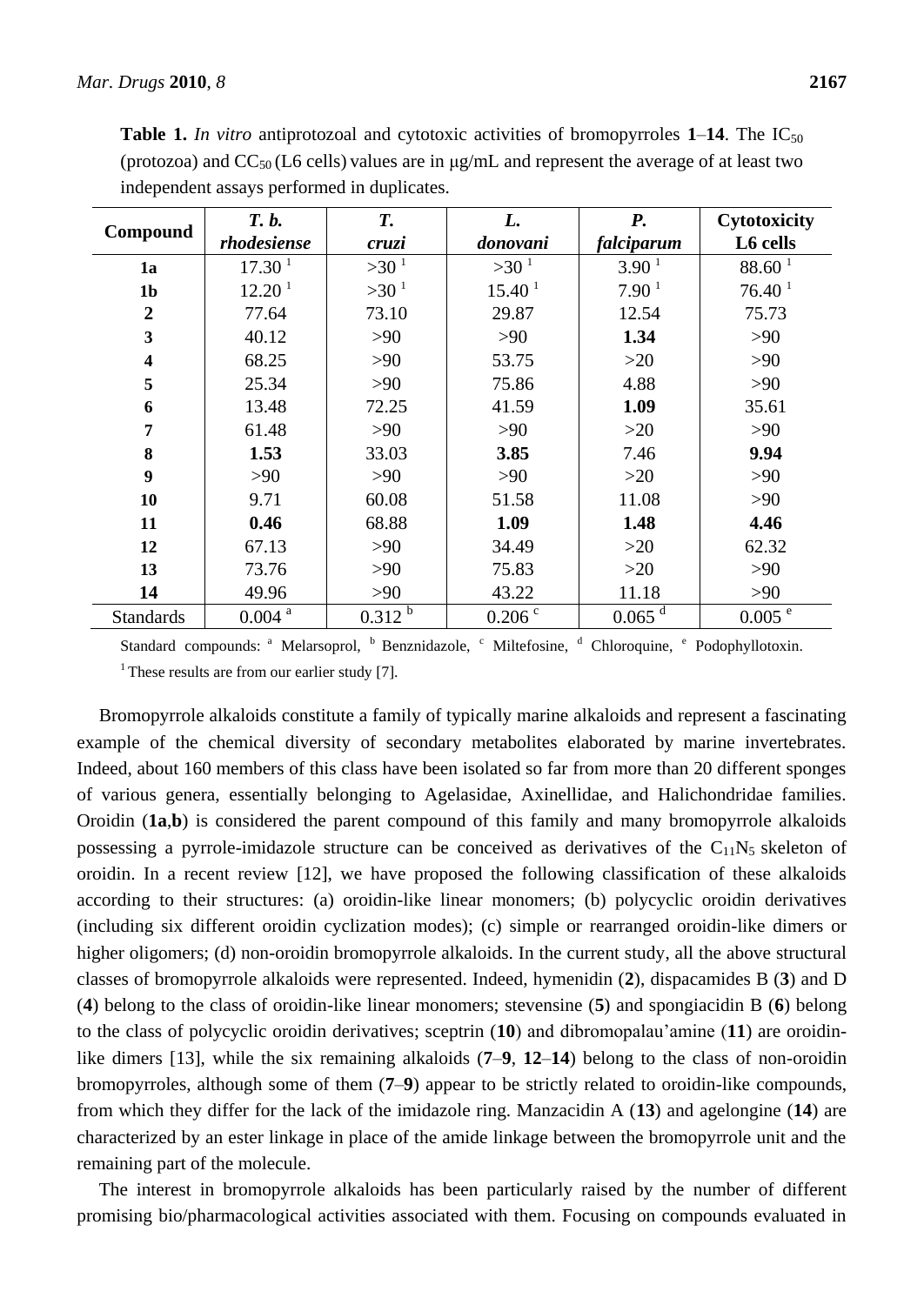**Table 1.** *In vitro* antiprotozoal and cytotoxic activities of bromopyrroles **1**–**14**. The $IC_{50}$ (protozoa) and $CC_{50}$ (L6 cells) values are in μg/mL and represent the average of at least two independent assays performed in duplicates.

| Compound | *T. b. rhodesiense* | *T. cruzi* | *L. donovani* | *P. falciparum* | Cytotoxicity L6 cells |
|---|---|---|---|---|---|
| **1a** | 17.30 [1] | >30 [1] | >30 [1] | 3.90 [1] | 88.60 [1] |
| **1b** | 12.20 [1] | >30 [1] | 15.40 [1] | 7.90 [1] | 76.40 [1] |
| **2** | 77.64 | 73.10 | 29.87 | 12.54 | 75.73 |
| **3** | 40.12 | >90 | >90 | **1.34** | >90 |
| **4** | 68.25 | >90 | 53.75 | >20 | >90 |
| **5** | 25.34 | >90 | 75.86 | 4.88 | >90 |
| **6** | 13.48 | 72.25 | 41.59 | **1.09** | 35.61 |
| **7** | 61.48 | >90 | >90 | >20 | >90 |
| **8** | **1.53** | 33.03 | **3.85** | 7.46 | **9.94** |
| **9** | >90 | >90 | >90 | >20 | >90 |
| **10** | 9.71 | 60.08 | 51.58 | 11.08 | >90 |
| **11** | **0.46** | 68.88 | **1.09** | **1.48** | **4.46** |
| **12** | 67.13 | >90 | 34.49 | >20 | 62.32 |
| **13** | 73.76 | >90 | 75.83 | >20 | >90 |
| **14** | 49.96 | >90 | 43.22 | 11.18 | >90 |
| Standards | 0.004 [a] | 0.312 [b] | 0.206 [c] | 0.065 [d] | 0.005 [e] |

Standard compounds: [a] Melarsoprol, [b] Benznidazole, [c] Miltefosine, [d] Chloroquine, [e] Podophyllotoxin.
[1] These results are from our earlier study [7].

Bromopyrrole alkaloids constitute a family of typically marine alkaloids and represent a fascinating example of the chemical diversity of secondary metabolites elaborated by marine invertebrates. Indeed, about 160 members of this class have been isolated so far from more than 20 different sponges of various genera, essentially belonging to Agelasidae, Axinellidae, and Halichondridae families. Oroidin (**1a**,**b**) is considered the parent compound of this family and many bromopyrrole alkaloids possessing a pyrrole-imidazole structure can be conceived as derivatives of the $C_{11}N_5$ skeleton of oroidin. In a recent review [12], we have proposed the following classification of these alkaloids according to their structures: (a) oroidin-like linear monomers; (b) polycyclic oroidin derivatives (including six different oroidin cyclization modes); (c) simple or rearranged oroidin-like dimers or higher oligomers; (d) non-oroidin bromopyrrole alkaloids. In the current study, all the above structural classes of bromopyrrole alkaloids were represented. Indeed, hymenidin (**2**), dispacamides B (**3**) and D (**4**) belong to the class of oroidin-like linear monomers; stevensine (**5**) and spongiacidin B (**6**) belong to the class of polycyclic oroidin derivatives; sceptrin (**10**) and dibromopalau'amine (**11**) are oroidin-like dimers [13], while the six remaining alkaloids (**7**–**9**, **12**–**14**) belong to the class of non-oroidin bromopyrroles, although some of them (**7**–**9**) appear to be strictly related to oroidin-like compounds, from which they differ for the lack of the imidazole ring. Manzacidin A (**13**) and agelongine (**14**) are characterized by an ester linkage in place of the amide linkage between the bromopyrrole unit and the remaining part of the molecule.

The interest in bromopyrrole alkaloids has been particularly raised by the number of different promising bio/pharmacological activities associated with them. Focusing on compounds evaluated in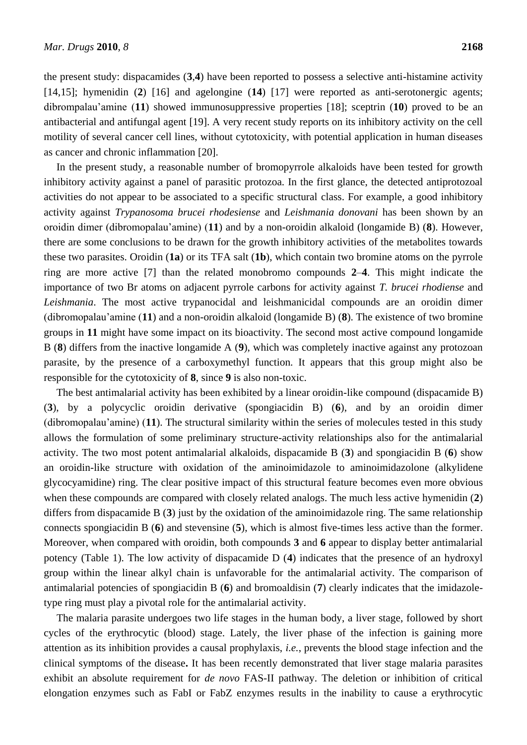the present study: dispacamides (**3**,**4**) have been reported to possess a selective anti-histamine activity [14,15]; hymenidin (**2**) [16] and agelongine (**14**) [17] were reported as anti-serotonergic agents; dibrompalau'amine (**11**) showed immunosuppressive properties [18]; sceptrin (**10**) proved to be an antibacterial and antifungal agent [19]. A very recent study reports on its inhibitory activity on the cell motility of several cancer cell lines, without cytotoxicity, with potential application in human diseases as cancer and chronic inflammation [20].

In the present study, a reasonable number of bromopyrrole alkaloids have been tested for growth inhibitory activity against a panel of parasitic protozoa. In the first glance, the detected antiprotozoal activities do not appear to be associated to a specific structural class. For example, a good inhibitory activity against *Trypanosoma brucei rhodesiense* and *Leishmania donovani* has been shown by an oroidin dimer (dibromopalau'amine) (**11**) and by a non-oroidin alkaloid (longamide B) (**8**). However, there are some conclusions to be drawn for the growth inhibitory activities of the metabolites towards these two parasites. Oroidin (**1a**) or its TFA salt (**1b**), which contain two bromine atoms on the pyrrole ring are more active [7] than the related monobromo compounds **2**–**4**. This might indicate the importance of two Br atoms on adjacent pyrrole carbons for activity against *T. brucei rhodiense* and *Leishmania*. The most active trypanocidal and leishmanicidal compounds are an oroidin dimer (dibromopalau'amine (**11**) and a non-oroidin alkaloid (longamide B) (**8**). The existence of two bromine groups in **11** might have some impact on its bioactivity. The second most active compound longamide B (**8**) differs from the inactive longamide A (**9**), which was completely inactive against any protozoan parasite, by the presence of a carboxymethyl function. It appears that this group might also be responsible for the cytotoxicity of **8**, since **9** is also non-toxic.

The best antimalarial activity has been exhibited by a linear oroidin-like compound (dispacamide B) (**3**), by a polycyclic oroidin derivative (spongiacidin B) (**6**), and by an oroidin dimer (dibromopalau'amine) (**11**). The structural similarity within the series of molecules tested in this study allows the formulation of some preliminary structure-activity relationships also for the antimalarial activity. The two most potent antimalarial alkaloids, dispacamide B (**3**) and spongiacidin B (**6**) show an oroidin-like structure with oxidation of the aminoimidazole to aminoimidazolone (alkylidene glycocyamidine) ring. The clear positive impact of this structural feature becomes even more obvious when these compounds are compared with closely related analogs. The much less active hymenidin (**2**) differs from dispacamide B (**3**) just by the oxidation of the aminoimidazole ring. The same relationship connects spongiacidin B (**6**) and stevensine (**5**), which is almost five-times less active than the former. Moreover, when compared with oroidin, both compounds **3** and **6** appear to display better antimalarial potency (Table 1). The low activity of dispacamide D (**4**) indicates that the presence of an hydroxyl group within the linear alkyl chain is unfavorable for the antimalarial activity. The comparison of antimalarial potencies of spongiacidin B (**6**) and bromoaldisin (**7**) clearly indicates that the imidazole-type ring must play a pivotal role for the antimalarial activity.

The malaria parasite undergoes two life stages in the human body, a liver stage, followed by short cycles of the erythrocytic (blood) stage. Lately, the liver phase of the infection is gaining more attention as its inhibition provides a causal prophylaxis, *i.e.*, prevents the blood stage infection and the clinical symptoms of the disease**.** It has been recently demonstrated that liver stage malaria parasites exhibit an absolute requirement for *de novo* FAS-II pathway. The deletion or inhibition of critical elongation enzymes such as FabI or FabZ enzymes results in the inability to cause a erythrocytic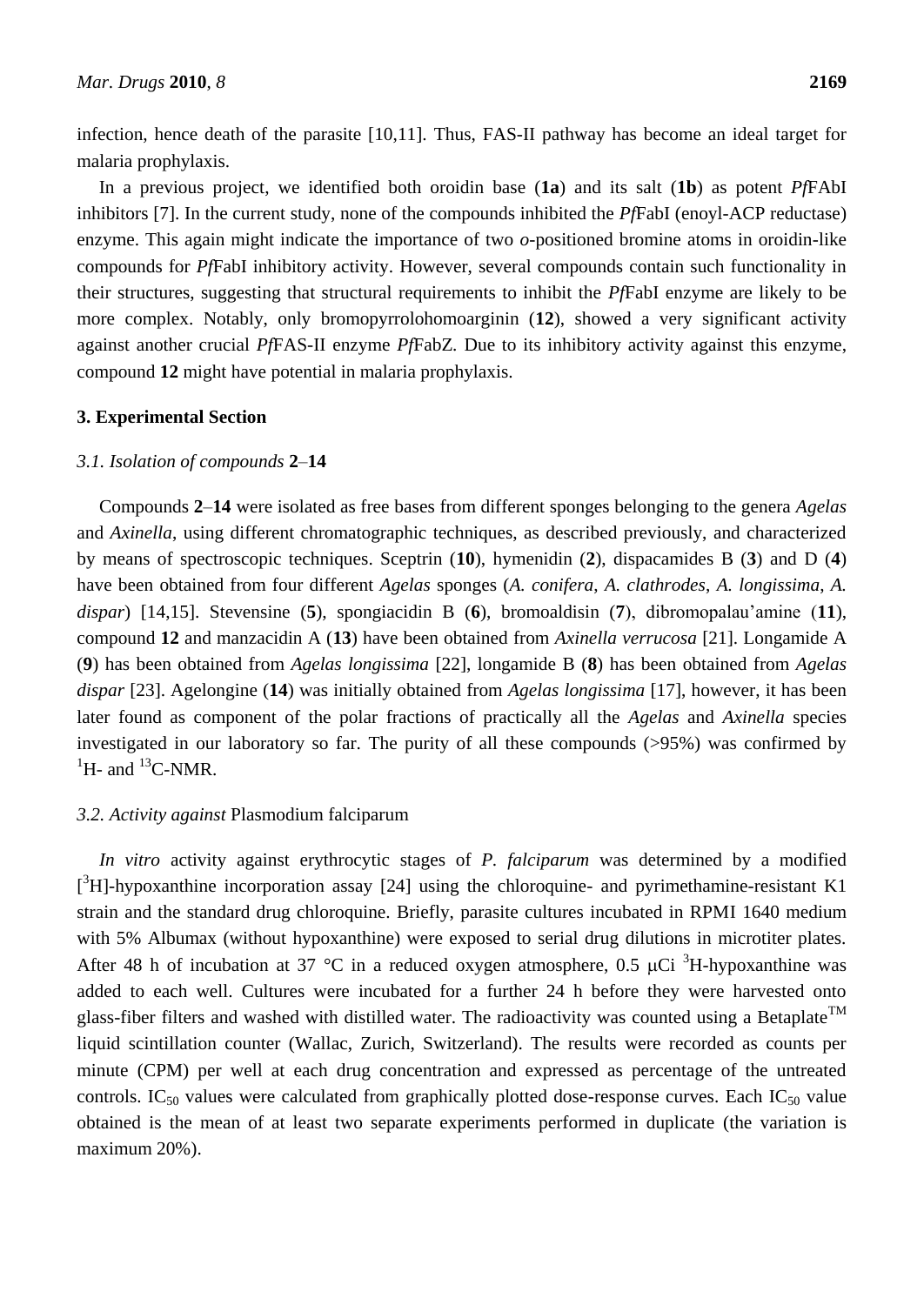infection, hence death of the parasite [10,11]. Thus, FAS-II pathway has become an ideal target for malaria prophylaxis.

In a previous project, we identified both oroidin base (**1a**) and its salt (**1b**) as potent *Pf*FAbI inhibitors [7]. In the current study, none of the compounds inhibited the *Pf*FabI (enoyl-ACP reductase) enzyme. This again might indicate the importance of two *o*-positioned bromine atoms in oroidin-like compounds for *Pf*FabI inhibitory activity. However, several compounds contain such functionality in their structures, suggesting that structural requirements to inhibit the *Pf*FabI enzyme are likely to be more complex. Notably, only bromopyrrolohomoarginin (**12**), showed a very significant activity against another crucial *Pf*FAS-II enzyme *Pf*FabZ. Due to its inhibitory activity against this enzyme, compound **12** might have potential in malaria prophylaxis.

## 3. Experimental Section

### *3.1. Isolation of compounds* **2**–**14**

Compounds **2**–**14** were isolated as free bases from different sponges belonging to the genera *Agelas* and *Axinella*, using different chromatographic techniques, as described previously, and characterized by means of spectroscopic techniques. Sceptrin (**10**), hymenidin (**2**), dispacamides B (**3**) and D (**4**) have been obtained from four different *Agelas* sponges (*A. conifera*, *A. clathrodes*, *A. longissima*, *A. dispar*) [14,15]. Stevensine (**5**), spongiacidin B (**6**), bromoaldisin (**7**), dibromopalau'amine (**11**), compound **12** and manzacidin A (**13**) have been obtained from *Axinella verrucosa* [21]. Longamide A (**9**) has been obtained from *Agelas longissima* [22], longamide B (**8**) has been obtained from *Agelas dispar* [23]. Agelongine (**14**) was initially obtained from *Agelas longissima* [17], however, it has been later found as component of the polar fractions of practically all the *Agelas* and *Axinella* species investigated in our laboratory so far. The purity of all these compounds (>95%) was confirmed by $^{1}$H- and $^{13}$C-NMR.

### *3.2. Activity against* Plasmodium falciparum

*In vitro* activity against erythrocytic stages of *P. falciparum* was determined by a modified [$^{3}$H]-hypoxanthine incorporation assay [24] using the chloroquine- and pyrimethamine-resistant K1 strain and the standard drug chloroquine. Briefly, parasite cultures incubated in RPMI 1640 medium with 5% Albumax (without hypoxanthine) were exposed to serial drug dilutions in microtiter plates. After 48 h of incubation at 37 °C in a reduced oxygen atmosphere, 0.5 μCi $^{3}$H-hypoxanthine was added to each well. Cultures were incubated for a further 24 h before they were harvested onto glass-fiber filters and washed with distilled water. The radioactivity was counted using a Betaplate™ liquid scintillation counter (Wallac, Zurich, Switzerland). The results were recorded as counts per minute (CPM) per well at each drug concentration and expressed as percentage of the untreated controls. $IC_{50}$ values were calculated from graphically plotted dose-response curves. Each $IC_{50}$ value obtained is the mean of at least two separate experiments performed in duplicate (the variation is maximum 20%).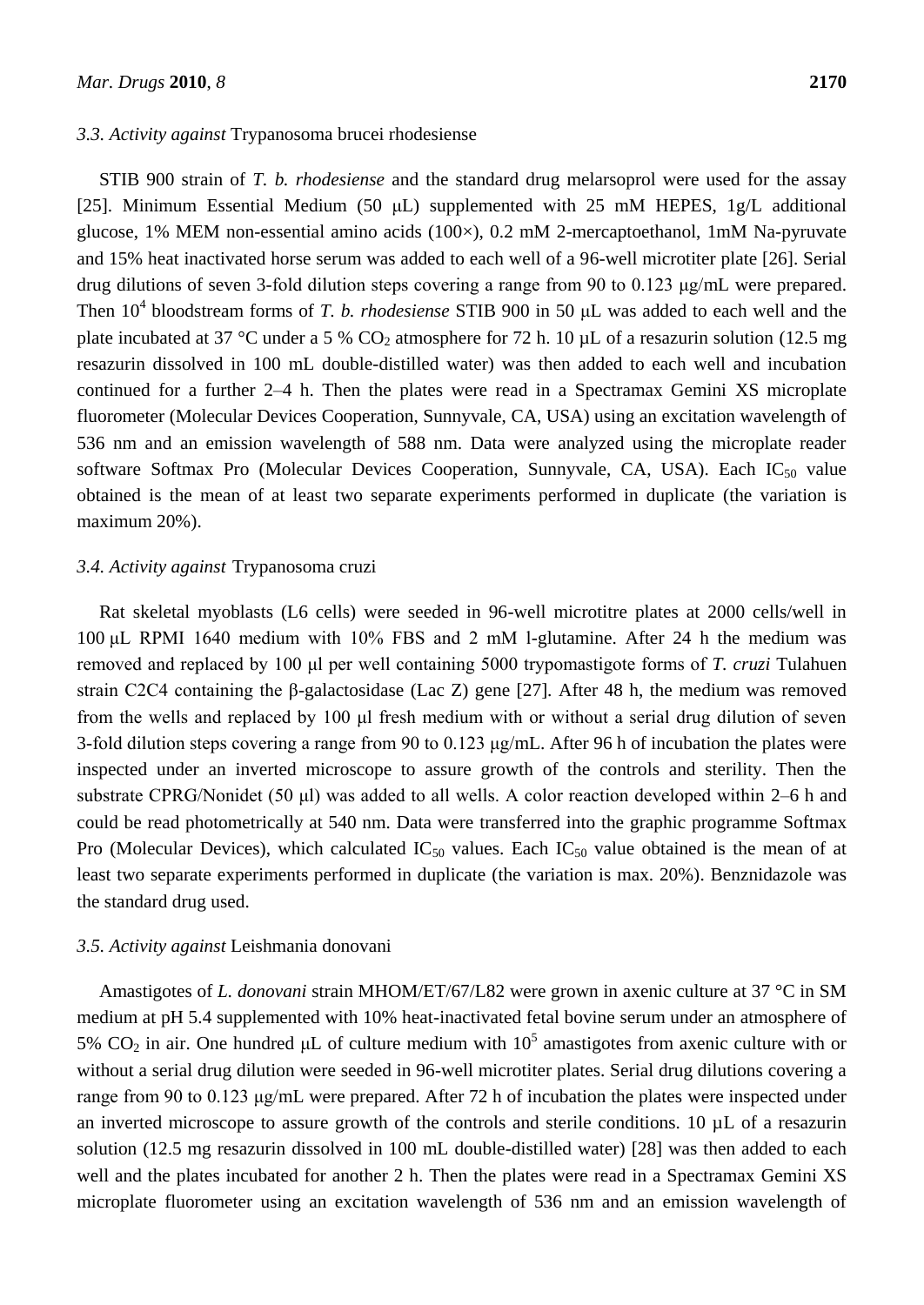### 3.3. *Activity against* Trypanosoma brucei rhodesiense

STIB 900 strain of *T. b. rhodesiense* and the standard drug melarsoprol were used for the assay [25]. Minimum Essential Medium (50 μL) supplemented with 25 mM HEPES, 1g/L additional glucose, 1% MEM non-essential amino acids (100×), 0.2 mM 2-mercaptoethanol, 1mM Na-pyruvate and 15% heat inactivated horse serum was added to each well of a 96-well microtiter plate [26]. Serial drug dilutions of seven 3-fold dilution steps covering a range from 90 to 0.123 μg/mL were prepared. Then $10^4$ bloodstream forms of *T. b. rhodesiense* STIB 900 in 50 μL was added to each well and the plate incubated at 37 °C under a 5 % $CO_2$ atmosphere for 72 h. 10 μL of a resazurin solution (12.5 mg resazurin dissolved in 100 mL double-distilled water) was then added to each well and incubation continued for a further 2–4 h. Then the plates were read in a Spectramax Gemini XS microplate fluorometer (Molecular Devices Cooperation, Sunnyvale, CA, USA) using an excitation wavelength of 536 nm and an emission wavelength of 588 nm. Data were analyzed using the microplate reader software Softmax Pro (Molecular Devices Cooperation, Sunnyvale, CA, USA). Each $IC_{50}$ value obtained is the mean of at least two separate experiments performed in duplicate (the variation is maximum 20%).

### 3.4. *Activity against* Trypanosoma cruzi

Rat skeletal myoblasts (L6 cells) were seeded in 96-well microtitre plates at 2000 cells/well in 100 μL RPMI 1640 medium with 10% FBS and 2 mM l-glutamine. After 24 h the medium was removed and replaced by 100 μl per well containing 5000 trypomastigote forms of *T. cruzi* Tulahuen strain C2C4 containing the β-galactosidase (Lac Z) gene [27]. After 48 h, the medium was removed from the wells and replaced by 100 μl fresh medium with or without a serial drug dilution of seven 3-fold dilution steps covering a range from 90 to 0.123 μg/mL. After 96 h of incubation the plates were inspected under an inverted microscope to assure growth of the controls and sterility. Then the substrate CPRG/Nonidet (50 μl) was added to all wells. A color reaction developed within 2–6 h and could be read photometrically at 540 nm. Data were transferred into the graphic programme Softmax Pro (Molecular Devices), which calculated $IC_{50}$ values. Each $IC_{50}$ value obtained is the mean of at least two separate experiments performed in duplicate (the variation is max. 20%). Benznidazole was the standard drug used.

### 3.5. *Activity against* Leishmania donovani

Amastigotes of *L. donovani* strain MHOM/ET/67/L82 were grown in axenic culture at 37 °C in SM medium at pH 5.4 supplemented with 10% heat-inactivated fetal bovine serum under an atmosphere of 5% $CO_2$ in air. One hundred μL of culture medium with $10^5$ amastigotes from axenic culture with or without a serial drug dilution were seeded in 96-well microtiter plates. Serial drug dilutions covering a range from 90 to 0.123 μg/mL were prepared. After 72 h of incubation the plates were inspected under an inverted microscope to assure growth of the controls and sterile conditions. 10 μL of a resazurin solution (12.5 mg resazurin dissolved in 100 mL double-distilled water) [28] was then added to each well and the plates incubated for another 2 h. Then the plates were read in a Spectramax Gemini XS microplate fluorometer using an excitation wavelength of 536 nm and an emission wavelength of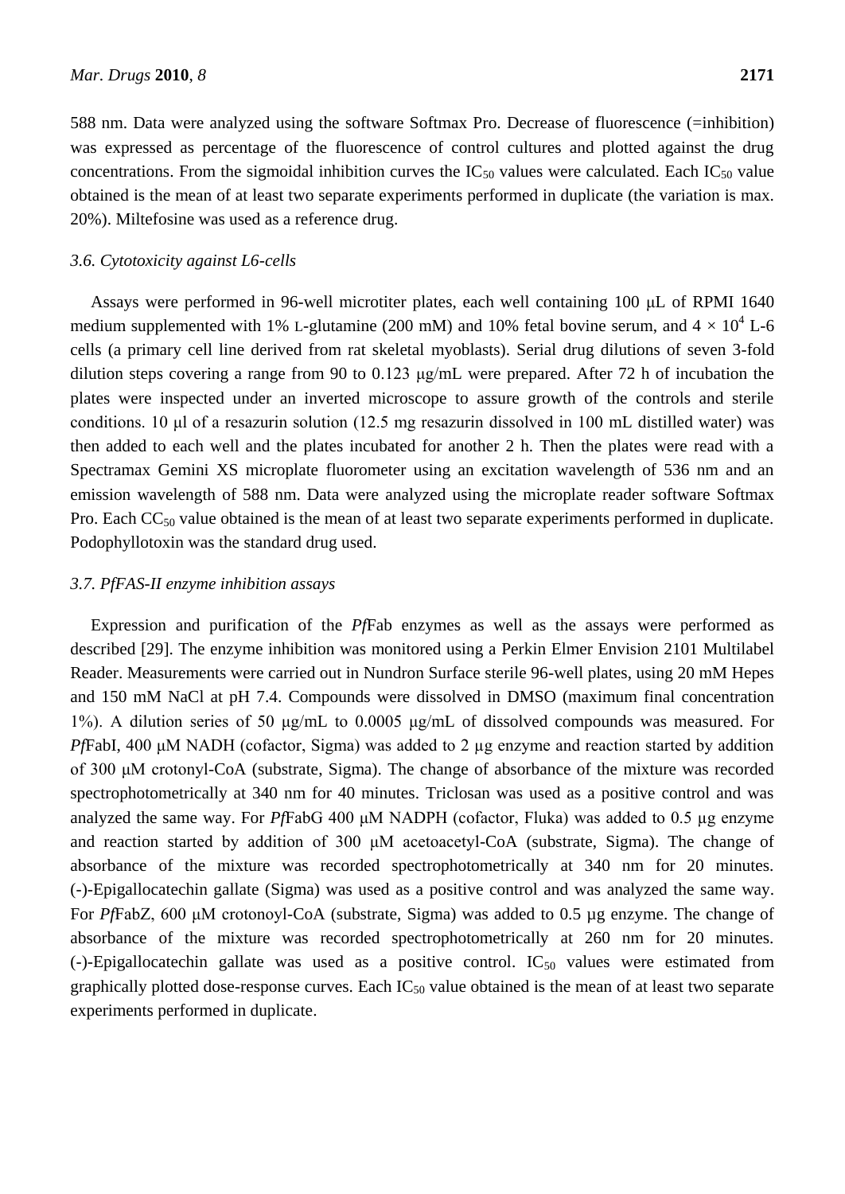588 nm. Data were analyzed using the software Softmax Pro. Decrease of fluorescence (=inhibition) was expressed as percentage of the fluorescence of control cultures and plotted against the drug concentrations. From the sigmoidal inhibition curves the $IC_{50}$ values were calculated. Each $IC_{50}$ value obtained is the mean of at least two separate experiments performed in duplicate (the variation is max. 20%). Miltefosine was used as a reference drug.

### *3.6. Cytotoxicity against L6-cells*

Assays were performed in 96-well microtiter plates, each well containing 100 μL of RPMI 1640 medium supplemented with 1% L-glutamine (200 mM) and 10% fetal bovine serum, and $4 \times 10^4$ L-6 cells (a primary cell line derived from rat skeletal myoblasts). Serial drug dilutions of seven 3-fold dilution steps covering a range from 90 to 0.123 μg/mL were prepared. After 72 h of incubation the plates were inspected under an inverted microscope to assure growth of the controls and sterile conditions. 10 μl of a resazurin solution (12.5 mg resazurin dissolved in 100 mL distilled water) was then added to each well and the plates incubated for another 2 h. Then the plates were read with a Spectramax Gemini XS microplate fluorometer using an excitation wavelength of 536 nm and an emission wavelength of 588 nm. Data were analyzed using the microplate reader software Softmax Pro. Each $CC_{50}$ value obtained is the mean of at least two separate experiments performed in duplicate. Podophyllotoxin was the standard drug used.

### *3.7. PfFAS-II enzyme inhibition assays*

Expression and purification of the *Pf*Fab enzymes as well as the assays were performed as described [29]. The enzyme inhibition was monitored using a Perkin Elmer Envision 2101 Multilabel Reader. Measurements were carried out in Nundron Surface sterile 96-well plates, using 20 mM Hepes and 150 mM NaCl at pH 7.4. Compounds were dissolved in DMSO (maximum final concentration 1%). A dilution series of 50 μg/mL to 0.0005 μg/mL of dissolved compounds was measured. For *Pf*FabI, 400 μM NADH (cofactor, Sigma) was added to 2 μg enzyme and reaction started by addition of 300 μM crotonyl-CoA (substrate, Sigma). The change of absorbance of the mixture was recorded spectrophotometrically at 340 nm for 40 minutes. Triclosan was used as a positive control and was analyzed the same way. For *Pf*FabG 400 μM NADPH (cofactor, Fluka) was added to 0.5 μg enzyme and reaction started by addition of 300 μM acetoacetyl-CoA (substrate, Sigma). The change of absorbance of the mixture was recorded spectrophotometrically at 340 nm for 20 minutes. (-)-Epigallocatechin gallate (Sigma) was used as a positive control and was analyzed the same way. For *Pf*FabZ, 600 μM crotonoyl-CoA (substrate, Sigma) was added to 0.5 μg enzyme. The change of absorbance of the mixture was recorded spectrophotometrically at 260 nm for 20 minutes. (-)-Epigallocatechin gallate was used as a positive control. $IC_{50}$ values were estimated from graphically plotted dose-response curves. Each $IC_{50}$ value obtained is the mean of at least two separate experiments performed in duplicate.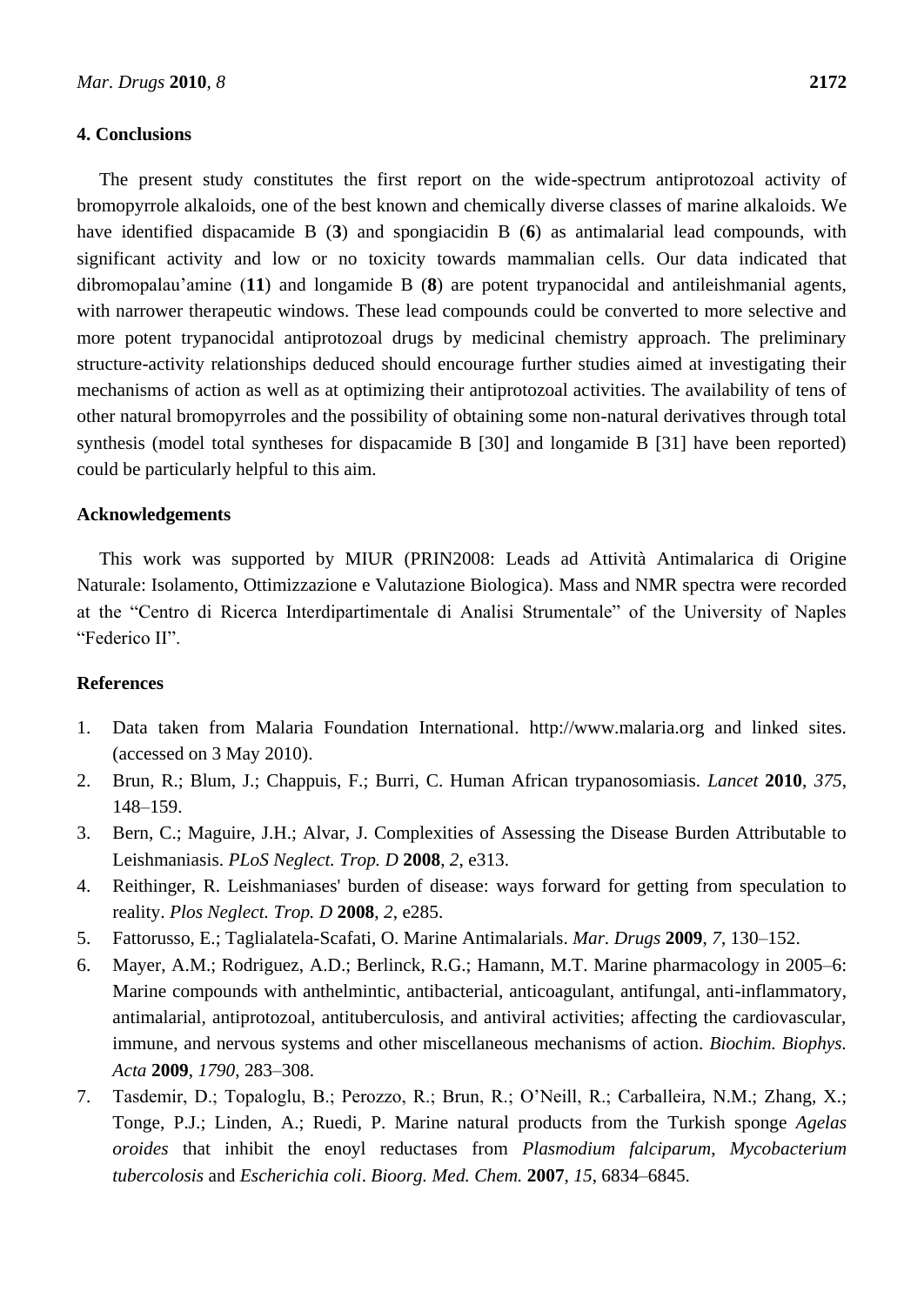## 4. Conclusions

The present study constitutes the first report on the wide-spectrum antiprotozoal activity of bromopyrrole alkaloids, one of the best known and chemically diverse classes of marine alkaloids. We have identified dispacamide B (**3**) and spongiacidin B (**6**) as antimalarial lead compounds, with significant activity and low or no toxicity towards mammalian cells. Our data indicated that dibromopalau'amine (**11**) and longamide B (**8**) are potent trypanocidal and antileishmanial agents, with narrower therapeutic windows. These lead compounds could be converted to more selective and more potent trypanocidal antiprotozoal drugs by medicinal chemistry approach. The preliminary structure-activity relationships deduced should encourage further studies aimed at investigating their mechanisms of action as well as at optimizing their antiprotozoal activities. The availability of tens of other natural bromopyrroles and the possibility of obtaining some non-natural derivatives through total synthesis (model total syntheses for dispacamide B [30] and longamide B [31] have been reported) could be particularly helpful to this aim.

## Acknowledgements

This work was supported by MIUR (PRIN2008: Leads ad Attività Antimalarica di Origine Naturale: Isolamento, Ottimizzazione e Valutazione Biologica). Mass and NMR spectra were recorded at the "Centro di Ricerca Interdipartimentale di Analisi Strumentale" of the University of Naples "Federico II".

## References

1. Data taken from Malaria Foundation International. http://www.malaria.org and linked sites. (accessed on 3 May 2010).
2. Brun, R.; Blum, J.; Chappuis, F.; Burri, C. Human African trypanosomiasis. *Lancet* **2010**, *375*, 148–159.
3. Bern, C.; Maguire, J.H.; Alvar, J. Complexities of Assessing the Disease Burden Attributable to Leishmaniasis. *PLoS Neglect. Trop. D* **2008**, *2*, e313.
4. Reithinger, R. Leishmaniases' burden of disease: ways forward for getting from speculation to reality. *Plos Neglect. Trop. D* **2008**, *2*, e285.
5. Fattorusso, E.; Taglialatela-Scafati, O. Marine Antimalarials. *Mar. Drugs* **2009**, *7*, 130–152.
6. Mayer, A.M.; Rodriguez, A.D.; Berlinck, R.G.; Hamann, M.T. Marine pharmacology in 2005–6: Marine compounds with anthelmintic, antibacterial, anticoagulant, antifungal, anti-inflammatory, antimalarial, antiprotozoal, antituberculosis, and antiviral activities; affecting the cardiovascular, immune, and nervous systems and other miscellaneous mechanisms of action. *Biochim. Biophys. Acta* **2009**, *1790*, 283–308.
7. Tasdemir, D.; Topaloglu, B.; Perozzo, R.; Brun, R.; O'Neill, R.; Carballeira, N.M.; Zhang, X.; Tonge, P.J.; Linden, A.; Ruedi, P. Marine natural products from the Turkish sponge *Agelas oroides* that inhibit the enoyl reductases from *Plasmodium falciparum, Mycobacterium tubercolosis* and *Escherichia coli*. *Bioorg. Med. Chem.* **2007**, *15*, 6834–6845.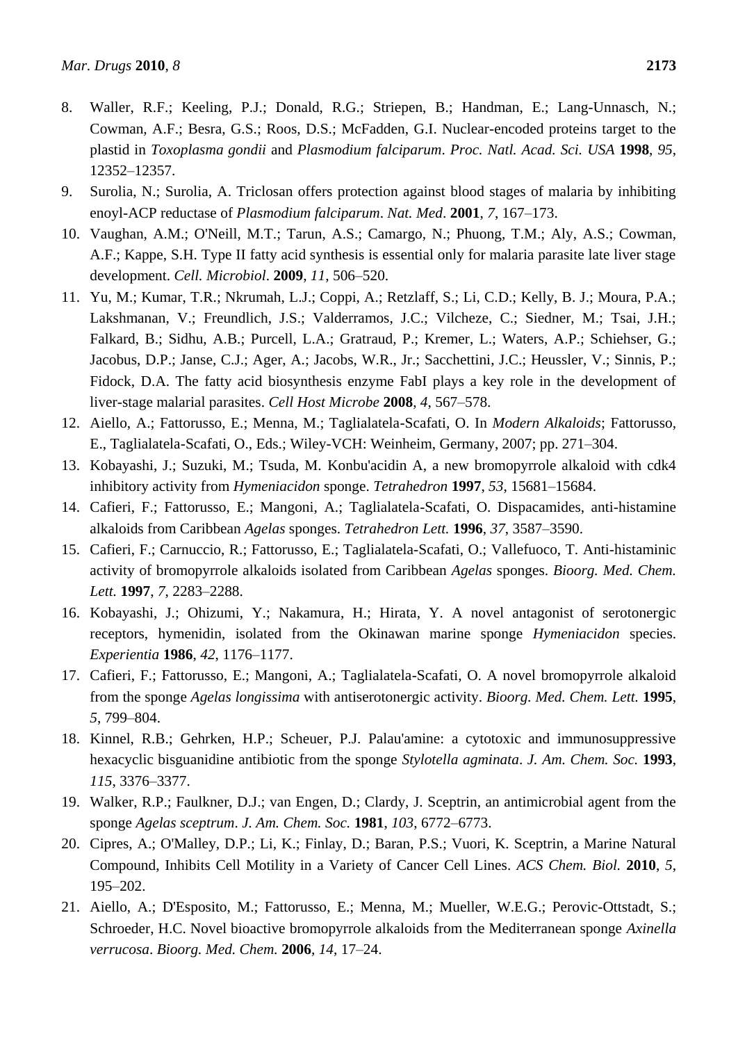8. Waller, R.F.; Keeling, P.J.; Donald, R.G.; Striepen, B.; Handman, E.; Lang-Unnasch, N.; Cowman, A.F.; Besra, G.S.; Roos, D.S.; McFadden, G.I. Nuclear-encoded proteins target to the plastid in *Toxoplasma gondii* and *Plasmodium falciparum*. *Proc. Natl. Acad. Sci. USA* **1998**, *95*, 12352–12357.
9. Surolia, N.; Surolia, A. Triclosan offers protection against blood stages of malaria by inhibiting enoyl-ACP reductase of *Plasmodium falciparum*. *Nat. Med*. **2001**, *7*, 167–173.
10. Vaughan, A.M.; O'Neill, M.T.; Tarun, A.S.; Camargo, N.; Phuong, T.M.; Aly, A.S.; Cowman, A.F.; Kappe, S.H. Type II fatty acid synthesis is essential only for malaria parasite late liver stage development. *Cell. Microbiol*. **2009**, *11*, 506–520.
11. Yu, M.; Kumar, T.R.; Nkrumah, L.J.; Coppi, A.; Retzlaff, S.; Li, C.D.; Kelly, B. J.; Moura, P.A.; Lakshmanan, V.; Freundlich, J.S.; Valderramos, J.C.; Vilcheze, C.; Siedner, M.; Tsai, J.H.; Falkard, B.; Sidhu, A.B.; Purcell, L.A.; Gratraud, P.; Kremer, L.; Waters, A.P.; Schiehser, G.; Jacobus, D.P.; Janse, C.J.; Ager, A.; Jacobs, W.R., Jr.; Sacchettini, J.C.; Heussler, V.; Sinnis, P.; Fidock, D.A. The fatty acid biosynthesis enzyme FabI plays a key role in the development of liver-stage malarial parasites. *Cell Host Microbe* **2008**, *4*, 567–578.
12. Aiello, A.; Fattorusso, E.; Menna, M.; Taglialatela-Scafati, O. In *Modern Alkaloids*; Fattorusso, E., Taglialatela-Scafati, O., Eds.; Wiley-VCH: Weinheim, Germany, 2007; pp. 271–304.
13. Kobayashi, J.; Suzuki, M.; Tsuda, M. Konbu'acidin A, a new bromopyrrole alkaloid with cdk4 inhibitory activity from *Hymeniacidon* sponge. *Tetrahedron* **1997**, *53*, 15681–15684.
14. Cafieri, F.; Fattorusso, E.; Mangoni, A.; Taglialatela-Scafati, O. Dispacamides, anti-histamine alkaloids from Caribbean *Agelas* sponges. *Tetrahedron Lett.* **1996**, *37*, 3587–3590.
15. Cafieri, F.; Carnuccio, R.; Fattorusso, E.; Taglialatela-Scafati, O.; Vallefuoco, T. Anti-histaminic activity of bromopyrrole alkaloids isolated from Caribbean *Agelas* sponges. *Bioorg. Med. Chem. Lett.* **1997**, *7*, 2283–2288.
16. Kobayashi, J.; Ohizumi, Y.; Nakamura, H.; Hirata, Y. A novel antagonist of serotonergic receptors, hymenidin, isolated from the Okinawan marine sponge *Hymeniacidon* species. *Experientia* **1986**, *42*, 1176–1177.
17. Cafieri, F.; Fattorusso, E.; Mangoni, A.; Taglialatela-Scafati, O. A novel bromopyrrole alkaloid from the sponge *Agelas longissima* with antiserotonergic activity. *Bioorg. Med. Chem. Lett.* **1995**, *5*, 799–804.
18. Kinnel, R.B.; Gehrken, H.P.; Scheuer, P.J. Palau'amine: a cytotoxic and immunosuppressive hexacyclic bisguanidine antibiotic from the sponge *Stylotella agminata*. *J. Am. Chem. Soc.* **1993**, *115*, 3376–3377.
19. Walker, R.P.; Faulkner, D.J.; van Engen, D.; Clardy, J. Sceptrin, an antimicrobial agent from the sponge *Agelas sceptrum*. *J. Am. Chem. Soc.* **1981**, *103*, 6772–6773.
20. Cipres, A.; O'Malley, D.P.; Li, K.; Finlay, D.; Baran, P.S.; Vuori, K. Sceptrin, a Marine Natural Compound, Inhibits Cell Motility in a Variety of Cancer Cell Lines. *ACS Chem. Biol.* **2010**, *5*, 195–202.
21. Aiello, A.; D'Esposito, M.; Fattorusso, E.; Menna, M.; Mueller, W.E.G.; Perovic-Ottstadt, S.; Schroeder, H.C. Novel bioactive bromopyrrole alkaloids from the Mediterranean sponge *Axinella verrucosa*. *Bioorg. Med. Chem.* **2006**, *14*, 17–24.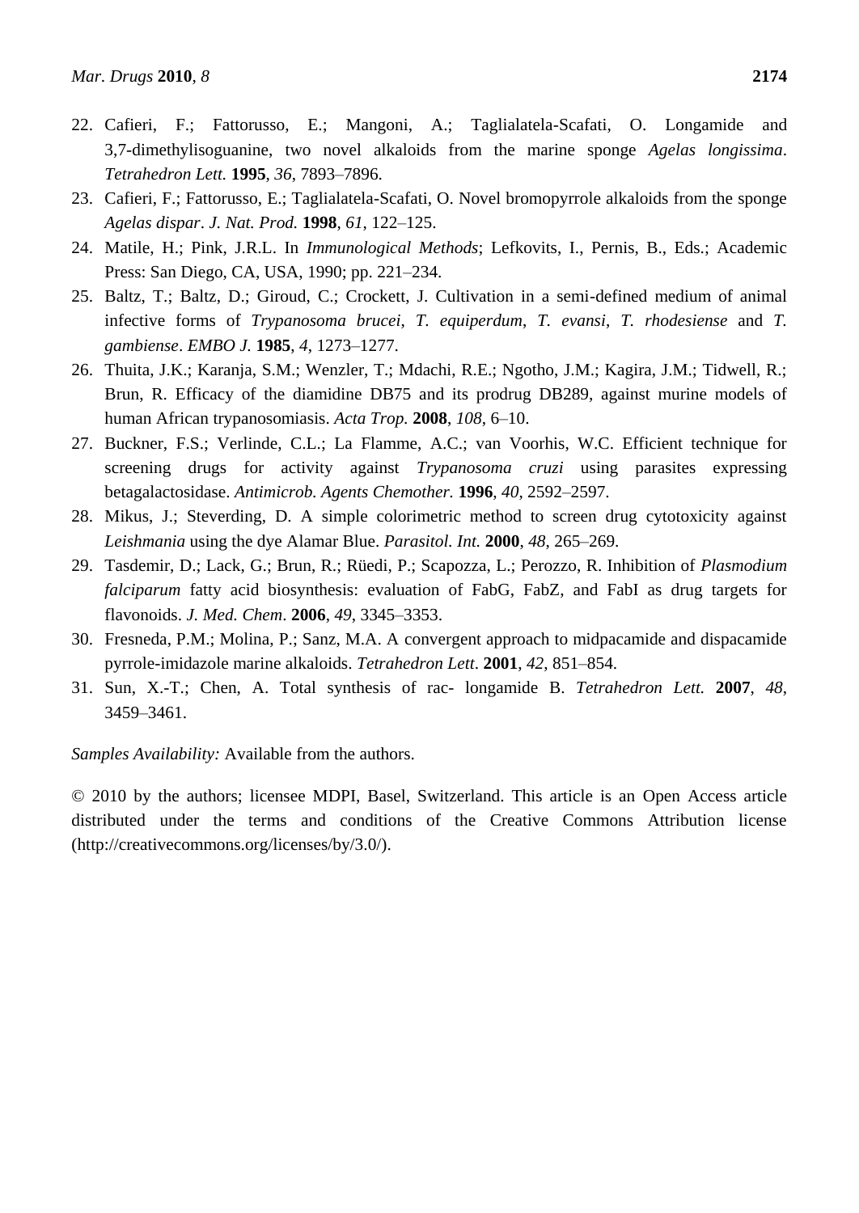22. Cafieri, F.; Fattorusso, E.; Mangoni, A.; Taglialatela-Scafati, O. Longamide and 3,7-dimethylisoguanine, two novel alkaloids from the marine sponge *Agelas longissima*. *Tetrahedron Lett.* **1995**, *36*, 7893–7896.
23. Cafieri, F.; Fattorusso, E.; Taglialatela-Scafati, O. Novel bromopyrrole alkaloids from the sponge *Agelas dispar*. *J. Nat. Prod.* **1998**, *61*, 122–125.
24. Matile, H.; Pink, J.R.L. In *Immunological Methods*; Lefkovits, I., Pernis, B., Eds.; Academic Press: San Diego, CA, USA, 1990; pp. 221–234.
25. Baltz, T.; Baltz, D.; Giroud, C.; Crockett, J. Cultivation in a semi-defined medium of animal infective forms of *Trypanosoma brucei*, *T. equiperdum*, *T. evansi*, *T. rhodesiense* and *T. gambiense*. *EMBO J.* **1985**, *4*, 1273–1277.
26. Thuita, J.K.; Karanja, S.M.; Wenzler, T.; Mdachi, R.E.; Ngotho, J.M.; Kagira, J.M.; Tidwell, R.; Brun, R. Efficacy of the diamidine DB75 and its prodrug DB289, against murine models of human African trypanosomiasis. *Acta Trop.* **2008**, *108*, 6–10.
27. Buckner, F.S.; Verlinde, C.L.; La Flamme, A.C.; van Voorhis, W.C. Efficient technique for screening drugs for activity against *Trypanosoma cruzi* using parasites expressing betagalactosidase. *Antimicrob. Agents Chemother.* **1996**, *40*, 2592–2597.
28. Mikus, J.; Steverding, D. A simple colorimetric method to screen drug cytotoxicity against *Leishmania* using the dye Alamar Blue. *Parasitol. Int.* **2000**, *48*, 265–269.
29. Tasdemir, D.; Lack, G.; Brun, R.; Rüedi, P.; Scapozza, L.; Perozzo, R. Inhibition of *Plasmodium falciparum* fatty acid biosynthesis: evaluation of FabG, FabZ, and FabI as drug targets for flavonoids. *J. Med. Chem*. **2006**, *49*, 3345–3353.
30. Fresneda, P.M.; Molina, P.; Sanz, M.A. A convergent approach to midpacamide and dispacamide pyrrole-imidazole marine alkaloids. *Tetrahedron Lett*. **2001**, *42*, 851–854.
31. Sun, X.-T.; Chen, A. Total synthesis of rac- longamide B. *Tetrahedron Lett.* **2007**, *48*, 3459–3461.

*Samples Availability:* Available from the authors.

© 2010 by the authors; licensee MDPI, Basel, Switzerland. This article is an Open Access article distributed under the terms and conditions of the Creative Commons Attribution license (http://creativecommons.org/licenses/by/3.0/).